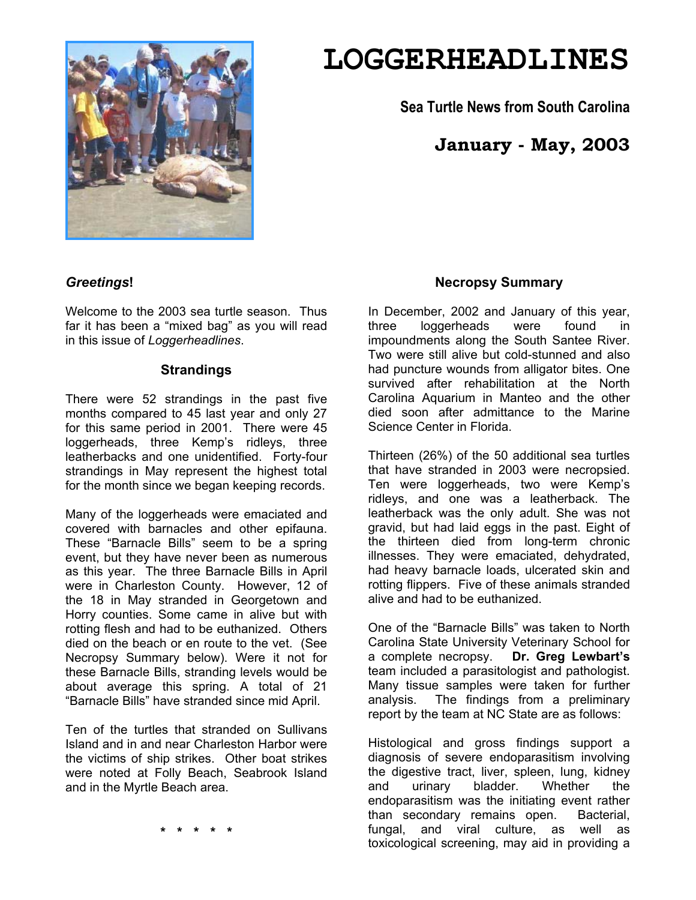# LOGGERHEADLINES

**Sea Turtle News from South Carolina**

**January - May, 2003**

***Greetings*!**

Welcome to the 2003 sea turtle season. Thus far it has been a "mixed bag" as you will read in this issue of *Loggerheadlines*.

## Strandings

There were 52 strandings in the past five months compared to 45 last year and only 27 for this same period in 2001. There were 45 loggerheads, three Kemp's ridleys, three leatherbacks and one unidentified. Forty-four strandings in May represent the highest total for the month since we began keeping records.

Many of the loggerheads were emaciated and covered with barnacles and other epifauna. These "Barnacle Bills" seem to be a spring event, but they have never been as numerous as this year. The three Barnacle Bills in April were in Charleston County. However, 12 of the 18 in May stranded in Georgetown and Horry counties. Some came in alive but with rotting flesh and had to be euthanized. Others died on the beach or en route to the vet. (See Necropsy Summary below). Were it not for these Barnacle Bills, stranding levels would be about average this spring. A total of 21 "Barnacle Bills" have stranded since mid April.

Ten of the turtles that stranded on Sullivans Island and in and near Charleston Harbor were the victims of ship strikes. Other boat strikes were noted at Folly Beach, Seabrook Island and in the Myrtle Beach area.

\* \* \* \* \*

## Necropsy Summary

In December, 2002 and January of this year, three loggerheads were found in impoundments along the South Santee River. Two were still alive but cold-stunned and also had puncture wounds from alligator bites. One survived after rehabilitation at the North Carolina Aquarium in Manteo and the other died soon after admittance to the Marine Science Center in Florida.

Thirteen (26%) of the 50 additional sea turtles that have stranded in 2003 were necropsied. Ten were loggerheads, two were Kemp's ridleys, and one was a leatherback. The leatherback was the only adult. She was not gravid, but had laid eggs in the past. Eight of the thirteen died from long-term chronic illnesses. They were emaciated, dehydrated, had heavy barnacle loads, ulcerated skin and rotting flippers. Five of these animals stranded alive and had to be euthanized.

One of the "Barnacle Bills" was taken to North Carolina State University Veterinary School for a complete necropsy. **Dr. Greg Lewbart's** team included a parasitologist and pathologist. Many tissue samples were taken for further analysis. The findings from a preliminary report by the team at NC State are as follows:

Histological and gross findings support a diagnosis of severe endoparasitism involving the digestive tract, liver, spleen, lung, kidney and urinary bladder. Whether the endoparasitism was the initiating event rather than secondary remains open. Bacterial, fungal, and viral culture, as well as toxicological screening, may aid in providing a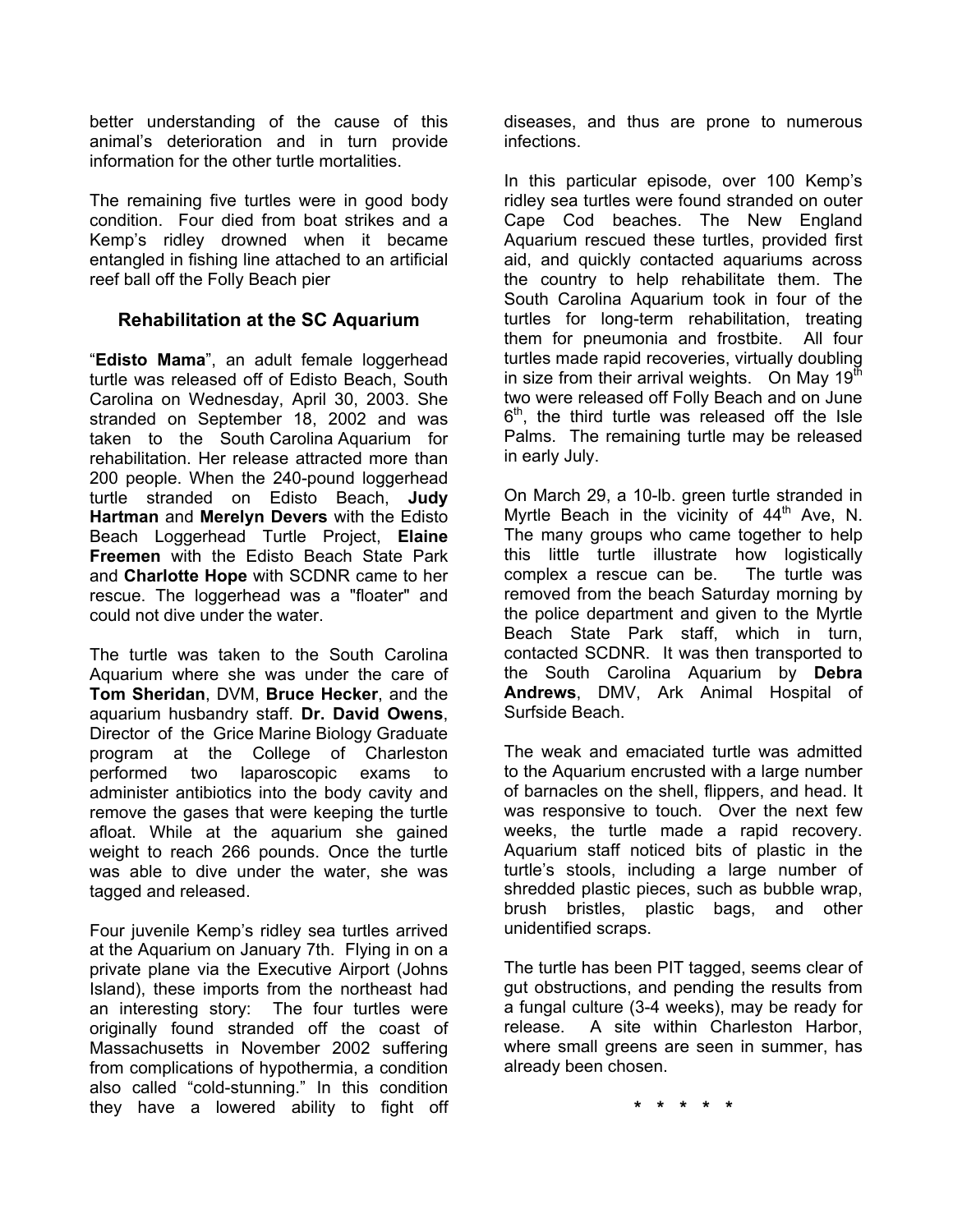better understanding of the cause of this animal's deterioration and in turn provide information for the other turtle mortalities.

The remaining five turtles were in good body condition. Four died from boat strikes and a Kemp's ridley drowned when it became entangled in fishing line attached to an artificial reef ball off the Folly Beach pier

## Rehabilitation at the SC Aquarium

"**Edisto Mama**", an adult female loggerhead turtle was released off of Edisto Beach, South Carolina on Wednesday, April 30, 2003. She stranded on September 18, 2002 and was taken to the South Carolina Aquarium for rehabilitation. Her release attracted more than 200 people. When the 240-pound loggerhead turtle stranded on Edisto Beach, **Judy Hartman** and **Merelyn Devers** with the Edisto Beach Loggerhead Turtle Project, **Elaine Freemen** with the Edisto Beach State Park and **Charlotte Hope** with SCDNR came to her rescue. The loggerhead was a "floater" and could not dive under the water.

The turtle was taken to the South Carolina Aquarium where she was under the care of **Tom Sheridan**, DVM, **Bruce Hecker**, and the aquarium husbandry staff. **Dr. David Owens**, Director of the Grice Marine Biology Graduate program at the College of Charleston performed two laparoscopic exams to administer antibiotics into the body cavity and remove the gases that were keeping the turtle afloat. While at the aquarium she gained weight to reach 266 pounds. Once the turtle was able to dive under the water, she was tagged and released.

Four juvenile Kemp's ridley sea turtles arrived at the Aquarium on January 7th. Flying in on a private plane via the Executive Airport (Johns Island), these imports from the northeast had an interesting story: The four turtles were originally found stranded off the coast of Massachusetts in November 2002 suffering from complications of hypothermia, a condition also called "cold-stunning." In this condition they have a lowered ability to fight off diseases, and thus are prone to numerous infections.

In this particular episode, over 100 Kemp's ridley sea turtles were found stranded on outer Cape Cod beaches. The New England Aquarium rescued these turtles, provided first aid, and quickly contacted aquariums across the country to help rehabilitate them. The South Carolina Aquarium took in four of the turtles for long-term rehabilitation, treating them for pneumonia and frostbite. All four turtles made rapid recoveries, virtually doubling in size from their arrival weights. On May 19th two were released off Folly Beach and on June 6th, the third turtle was released off the Isle Palms. The remaining turtle may be released in early July.

On March 29, a 10-lb. green turtle stranded in Myrtle Beach in the vicinity of 44th Ave, N. The many groups who came together to help this little turtle illustrate how logistically complex a rescue can be. The turtle was removed from the beach Saturday morning by the police department and given to the Myrtle Beach State Park staff, which in turn, contacted SCDNR. It was then transported to the South Carolina Aquarium by **Debra Andrews**, DMV, Ark Animal Hospital of Surfside Beach.

The weak and emaciated turtle was admitted to the Aquarium encrusted with a large number of barnacles on the shell, flippers, and head. It was responsive to touch. Over the next few weeks, the turtle made a rapid recovery. Aquarium staff noticed bits of plastic in the turtle's stools, including a large number of shredded plastic pieces, such as bubble wrap, brush bristles, plastic bags, and other unidentified scraps.

The turtle has been PIT tagged, seems clear of gut obstructions, and pending the results from a fungal culture (3-4 weeks), may be ready for release. A site within Charleston Harbor, where small greens are seen in summer, has already been chosen.

\* \* \* \* \*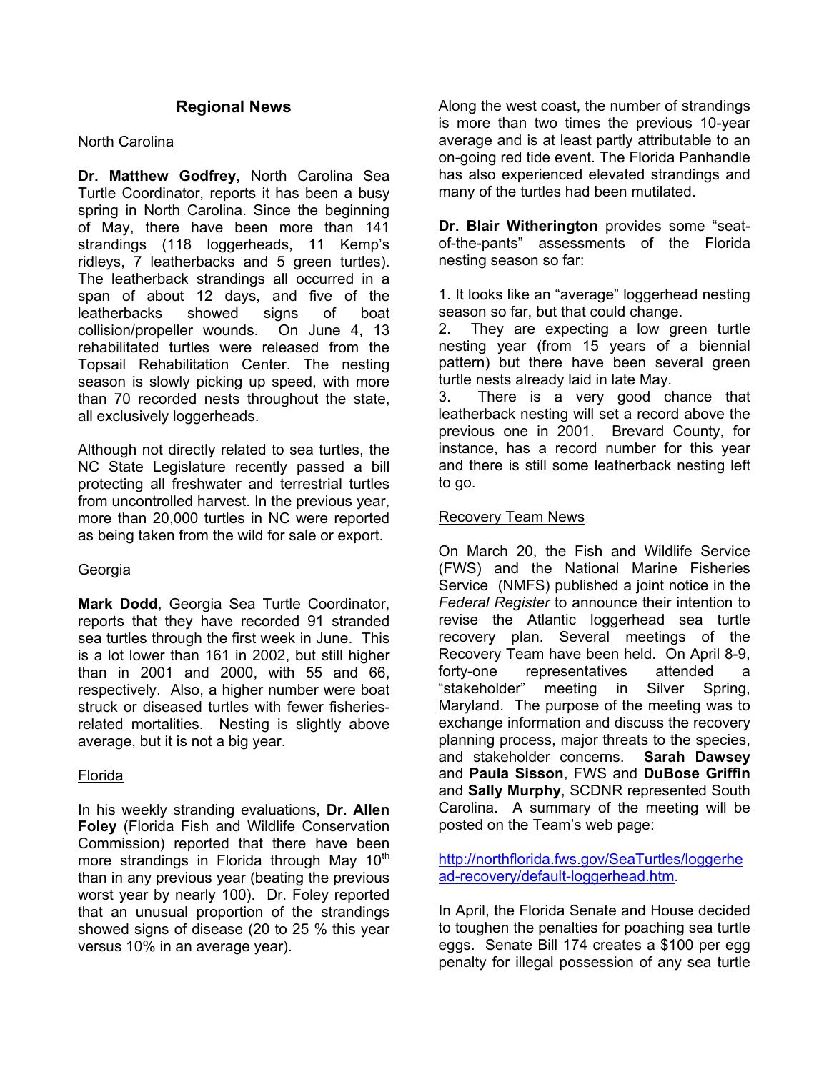## Regional News

North Carolina

**Dr. Matthew Godfrey,** North Carolina Sea Turtle Coordinator, reports it has been a busy spring in North Carolina. Since the beginning of May, there have been more than 141 strandings (118 loggerheads, 11 Kemp's ridleys, 7 leatherbacks and 5 green turtles). The leatherback strandings all occurred in a span of about 12 days, and five of the leatherbacks showed signs of boat collision/propeller wounds. On June 4, 13 rehabilitated turtles were released from the Topsail Rehabilitation Center. The nesting season is slowly picking up speed, with more than 70 recorded nests throughout the state, all exclusively loggerheads.

Although not directly related to sea turtles, the NC State Legislature recently passed a bill protecting all freshwater and terrestrial turtles from uncontrolled harvest. In the previous year, more than 20,000 turtles in NC were reported as being taken from the wild for sale or export.

Georgia

**Mark Dodd**, Georgia Sea Turtle Coordinator, reports that they have recorded 91 stranded sea turtles through the first week in June. This is a lot lower than 161 in 2002, but still higher than in 2001 and 2000, with 55 and 66, respectively. Also, a higher number were boat struck or diseased turtles with fewer fisheries-related mortalities. Nesting is slightly above average, but it is not a big year.

Florida

In his weekly stranding evaluations, **Dr. Allen Foley** (Florida Fish and Wildlife Conservation Commission) reported that there have been more strandings in Florida through May 10th than in any previous year (beating the previous worst year by nearly 100). Dr. Foley reported that an unusual proportion of the strandings showed signs of disease (20 to 25 % this year versus 10% in an average year).

Along the west coast, the number of strandings is more than two times the previous 10-year average and is at least partly attributable to an on-going red tide event. The Florida Panhandle has also experienced elevated strandings and many of the turtles had been mutilated.

**Dr. Blair Witherington** provides some "seat-of-the-pants" assessments of the Florida nesting season so far:

1. It looks like an "average" loggerhead nesting season so far, but that could change.
2. They are expecting a low green turtle nesting year (from 15 years of a biennial pattern) but there have been several green turtle nests already laid in late May.
3. There is a very good chance that leatherback nesting will set a record above the previous one in 2001. Brevard County, for instance, has a record number for this year and there is still some leatherback nesting left to go.

Recovery Team News

On March 20, the Fish and Wildlife Service (FWS) and the National Marine Fisheries Service (NMFS) published a joint notice in the *Federal Register* to announce their intention to revise the Atlantic loggerhead sea turtle recovery plan. Several meetings of the Recovery Team have been held. On April 8-9, forty-one representatives attended a "stakeholder" meeting in Silver Spring, Maryland. The purpose of the meeting was to exchange information and discuss the recovery planning process, major threats to the species, and stakeholder concerns. **Sarah Dawsey** and **Paula Sisson**, FWS and **DuBose Griffin** and **Sally Murphy**, SCDNR represented South Carolina. A summary of the meeting will be posted on the Team's web page:

http://northflorida.fws.gov/SeaTurtles/loggerhead-recovery/default-loggerhead.htm.

In April, the Florida Senate and House decided to toughen the penalties for poaching sea turtle eggs. Senate Bill 174 creates a $100 per egg penalty for illegal possession of any sea turtle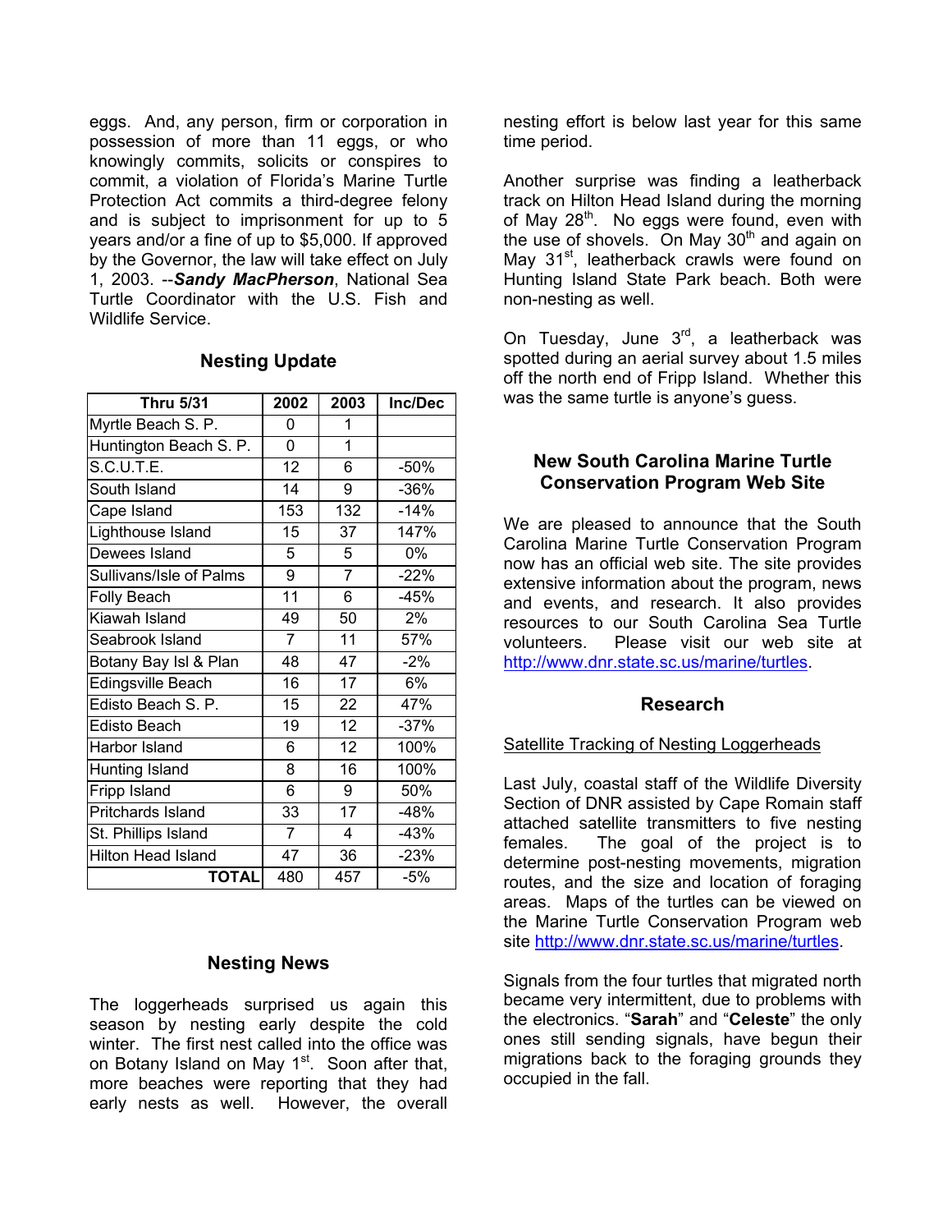eggs. And, any person, firm or corporation in possession of more than 11 eggs, or who knowingly commits, solicits or conspires to commit, a violation of Florida's Marine Turtle Protection Act commits a third-degree felony and is subject to imprisonment for up to 5 years and/or a fine of up to $5,000. If approved by the Governor, the law will take effect on July 1, 2003. --***Sandy MacPherson***, National Sea Turtle Coordinator with the U.S. Fish and Wildlife Service.

## Nesting Update

| Thru 5/31 | 2002 | 2003 | Inc/Dec |
|---|---|---|---|
| Myrtle Beach S. P. | 0 | 1 | |
| Huntington Beach S. P. | 0 | 1 | |
| S.C.U.T.E. | 12 | 6 | -50% |
| South Island | 14 | 9 | -36% |
| Cape Island | 153 | 132 | -14% |
| Lighthouse Island | 15 | 37 | 147% |
| Dewees Island | 5 | 5 | 0% |
| Sullivans/Isle of Palms | 9 | 7 | -22% |
| Folly Beach | 11 | 6 | -45% |
| Kiawah Island | 49 | 50 | 2% |
| Seabrook Island | 7 | 11 | 57% |
| Botany Bay Isl & Plan | 48 | 47 | -2% |
| Edingsville Beach | 16 | 17 | 6% |
| Edisto Beach S. P. | 15 | 22 | 47% |
| Edisto Beach | 19 | 12 | -37% |
| Harbor Island | 6 | 12 | 100% |
| Hunting Island | 8 | 16 | 100% |
| Fripp Island | 6 | 9 | 50% |
| Pritchards Island | 33 | 17 | -48% |
| St. Phillips Island | 7 | 4 | -43% |
| Hilton Head Island | 47 | 36 | -23% |
| **TOTAL** | 480 | 457 | -5% |

## Nesting News

The loggerheads surprised us again this season by nesting early despite the cold winter. The first nest called into the office was on Botany Island on May 1st. Soon after that, more beaches were reporting that they had early nests as well. However, the overall nesting effort is below last year for this same time period.

Another surprise was finding a leatherback track on Hilton Head Island during the morning of May 28th. No eggs were found, even with the use of shovels. On May 30th and again on May 31st, leatherback crawls were found on Hunting Island State Park beach. Both were non-nesting as well.

On Tuesday, June 3rd, a leatherback was spotted during an aerial survey about 1.5 miles off the north end of Fripp Island. Whether this was the same turtle is anyone's guess.

## New South Carolina Marine Turtle Conservation Program Web Site

We are pleased to announce that the South Carolina Marine Turtle Conservation Program now has an official web site. The site provides extensive information about the program, news and events, and research. It also provides resources to our South Carolina Sea Turtle volunteers. Please visit our web site at http://www.dnr.state.sc.us/marine/turtles.

## Research

Satellite Tracking of Nesting Loggerheads

Last July, coastal staff of the Wildlife Diversity Section of DNR assisted by Cape Romain staff attached satellite transmitters to five nesting females. The goal of the project is to determine post-nesting movements, migration routes, and the size and location of foraging areas. Maps of the turtles can be viewed on the Marine Turtle Conservation Program web site http://www.dnr.state.sc.us/marine/turtles.

Signals from the four turtles that migrated north became very intermittent, due to problems with the electronics. "**Sarah**" and "**Celeste**" the only ones still sending signals, have begun their migrations back to the foraging grounds they occupied in the fall.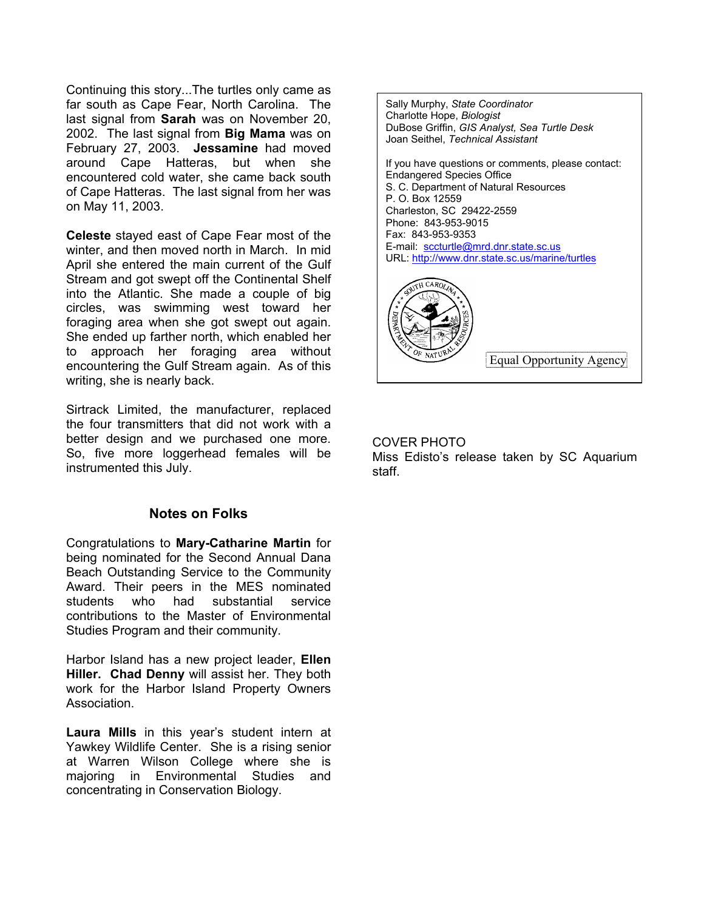Continuing this story...The turtles only came as far south as Cape Fear, North Carolina. The last signal from **Sarah** was on November 20, 2002. The last signal from **Big Mama** was on February 27, 2003. **Jessamine** had moved around Cape Hatteras, but when she encountered cold water, she came back south of Cape Hatteras. The last signal from her was on May 11, 2003.

**Celeste** stayed east of Cape Fear most of the winter, and then moved north in March. In mid April she entered the main current of the Gulf Stream and got swept off the Continental Shelf into the Atlantic. She made a couple of big circles, was swimming west toward her foraging area when she got swept out again. She ended up farther north, which enabled her to approach her foraging area without encountering the Gulf Stream again. As of this writing, she is nearly back.

Sirtrack Limited, the manufacturer, replaced the four transmitters that did not work with a better design and we purchased one more. So, five more loggerhead females will be instrumented this July.

### Notes on Folks

Congratulations to **Mary-Catharine Martin** for being nominated for the Second Annual Dana Beach Outstanding Service to the Community Award. Their peers in the MES nominated students who had substantial service contributions to the Master of Environmental Studies Program and their community.

Harbor Island has a new project leader, **Ellen Hiller.** **Chad Denny** will assist her. They both work for the Harbor Island Property Owners Association.

**Laura Mills** in this year's student intern at Yawkey Wildlife Center. She is a rising senior at Warren Wilson College where she is majoring in Environmental Studies and concentrating in Conservation Biology.

Sally Murphy, *State Coordinator*
Charlotte Hope, *Biologist*
DuBose Griffin, *GIS Analyst, Sea Turtle Desk*
Joan Seithel, *Technical Assistant*

If you have questions or comments, please contact:
Endangered Species Office
S. C. Department of Natural Resources
P. O. Box 12559
Charleston, SC 29422-2559
Phone: 843-953-9015
Fax: 843-953-9353
E-mail: sccturtle@mrd.dnr.state.sc.us
URL: http://www.dnr.state.sc.us/marine/turtles

SOUTH CAROLINA DEPARTMENT OF NATURAL RESOURCES

Equal Opportunity Agency

COVER PHOTO
Miss Edisto's release taken by SC Aquarium staff.